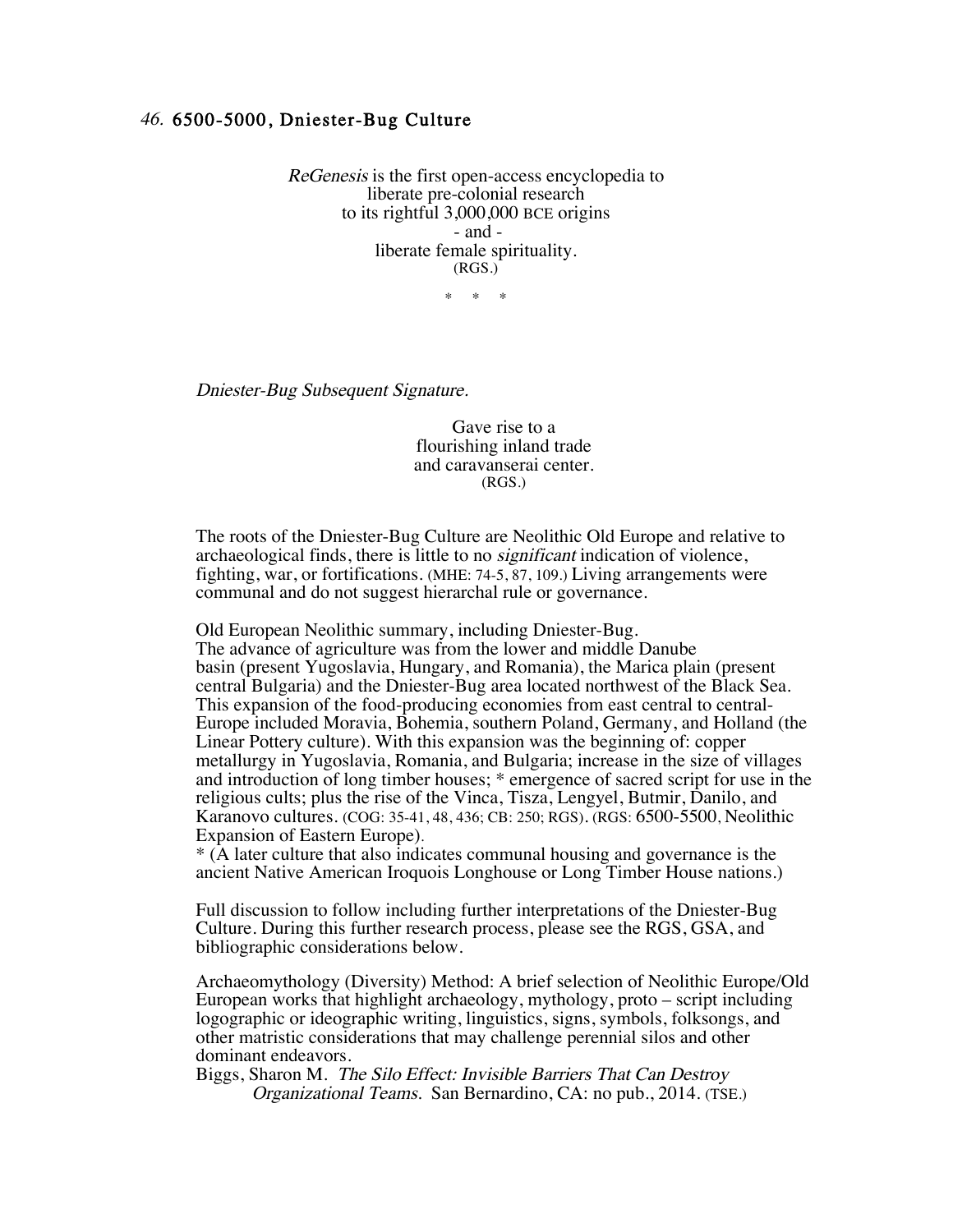# *46.* 6500-5000, Dniester-Bug Culture

*ReGenesis* is the first open-access encyclopedia to
liberate pre-colonial research
to its rightful 3,000,000 BCE origins
\- and -
liberate female spirituality.
(RGS.)

\* \* \*

*Dniester-Bug Subsequent Signature.*

Gave rise to a
flourishing inland trade
and caravanserai center.
(RGS.)

The roots of the Dniester-Bug Culture are Neolithic Old Europe and relative to archaeological finds, there is little to no *significant* indication of violence, fighting, war, or fortifications. (MHE: 74-5, 87, 109.) Living arrangements were communal and do not suggest hierarchal rule or governance.

Old European Neolithic summary, including Dniester-Bug.
The advance of agriculture was from the lower and middle Danube basin (present Yugoslavia, Hungary, and Romania), the Marica plain (present central Bulgaria) and the Dniester-Bug area located northwest of the Black Sea. This expansion of the food-producing economies from east central to central-Europe included Moravia, Bohemia, southern Poland, Germany, and Holland (the Linear Pottery culture). With this expansion was the beginning of: copper metallurgy in Yugoslavia, Romania, and Bulgaria; increase in the size of villages and introduction of long timber houses; * emergence of sacred script for use in the religious cults; plus the rise of the Vinca, Tisza, Lengyel, Butmir, Danilo, and Karanovo cultures. (COG: 35-41, 48, 436; CB: 250; RGS). (RGS: 6500-5500, Neolithic Expansion of Eastern Europe).
\* (A later culture that also indicates communal housing and governance is the ancient Native American Iroquois Longhouse or Long Timber House nations.)

Full discussion to follow including further interpretations of the Dniester-Bug Culture. During this further research process, please see the RGS, GSA, and bibliographic considerations below.

Archaeomythology (Diversity) Method: A brief selection of Neolithic Europe/Old European works that highlight archaeology, mythology, proto – script including logographic or ideographic writing, linguistics, signs, symbols, folksongs, and other matristic considerations that may challenge perennial silos and other dominant endeavors.

Biggs, Sharon M. *The Silo Effect: Invisible Barriers That Can Destroy Organizational Teams.* San Bernardino, CA: no pub., 2014. (TSE.)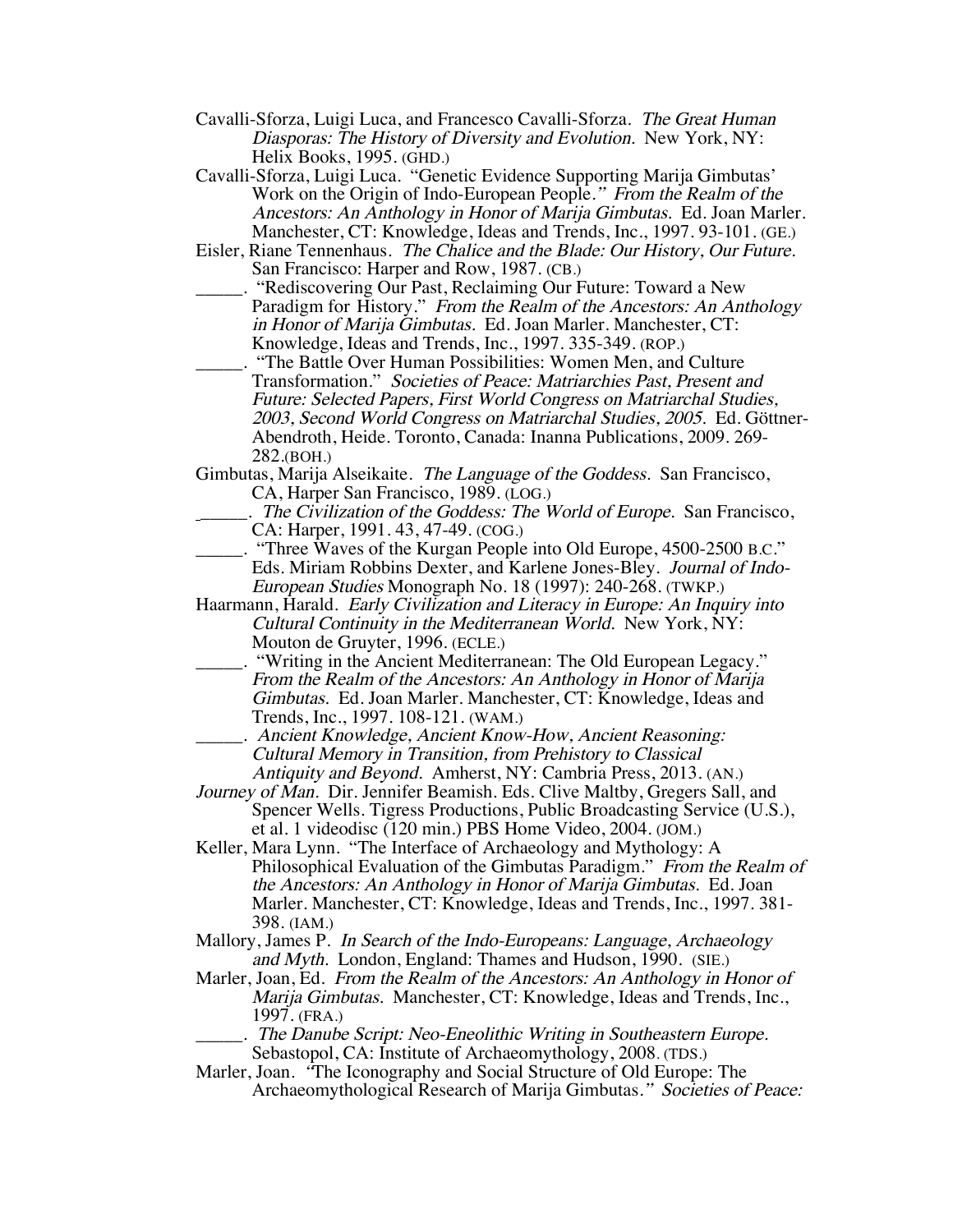Cavalli-Sforza, Luigi Luca, and Francesco Cavalli-Sforza. *The Great Human Diasporas: The History of Diversity and Evolution.* New York, NY: Helix Books, 1995. (GHD.)

Cavalli-Sforza, Luigi Luca. "Genetic Evidence Supporting Marija Gimbutas' Work on the Origin of Indo-European People." *From the Realm of the Ancestors: An Anthology in Honor of Marija Gimbutas.* Ed. Joan Marler. Manchester, CT: Knowledge, Ideas and Trends, Inc., 1997. 93-101. (GE.)

Eisler, Riane Tennenhaus. *The Chalice and the Blade: Our History, Our Future.* San Francisco: Harper and Row, 1987. (CB.)

_____. "Rediscovering Our Past, Reclaiming Our Future: Toward a New Paradigm for History." *From the Realm of the Ancestors: An Anthology in Honor of Marija Gimbutas.* Ed. Joan Marler. Manchester, CT: Knowledge, Ideas and Trends, Inc., 1997. 335-349. (ROP.)

_____. "The Battle Over Human Possibilities: Women Men, and Culture Transformation." *Societies of Peace: Matriarchies Past, Present and Future: Selected Papers, First World Congress on Matriarchal Studies, 2003, Second World Congress on Matriarchal Studies, 2005.* Ed. Göttner-Abendroth, Heide. Toronto, Canada: Inanna Publications, 2009. 269-282.(BOH.)

Gimbutas, Marija Alseikaite. *The Language of the Goddess.* San Francisco, CA, Harper San Francisco, 1989. (LOG.)

_____. *The Civilization of the Goddess: The World of Europe.* San Francisco, CA: Harper, 1991. 43, 47-49. (COG.)

_____. "Three Waves of the Kurgan People into Old Europe, 4500-2500 B.C." Eds. Miriam Robbins Dexter, and Karlene Jones-Bley. *Journal of Indo-European Studies* Monograph No. 18 (1997): 240-268. (TWKP.)

Haarmann, Harald. *Early Civilization and Literacy in Europe: An Inquiry into Cultural Continuity in the Mediterranean World.* New York, NY: Mouton de Gruyter, 1996. (ECLE.)

_____. "Writing in the Ancient Mediterranean: The Old European Legacy." *From the Realm of the Ancestors: An Anthology in Honor of Marija Gimbutas.* Ed. Joan Marler. Manchester, CT: Knowledge, Ideas and Trends, Inc., 1997. 108-121. (WAM.)

_____. *Ancient Knowledge, Ancient Know-How, Ancient Reasoning: Cultural Memory in Transition, from Prehistory to Classical Antiquity and Beyond.* Amherst, NY: Cambria Press, 2013. (AN.)

*Journey of Man.* Dir. Jennifer Beamish. Eds. Clive Maltby, Gregers Sall, and Spencer Wells. Tigress Productions, Public Broadcasting Service (U.S.), et al. 1 videodisc (120 min.) PBS Home Video, 2004. (JOM.)

Keller, Mara Lynn. "The Interface of Archaeology and Mythology: A Philosophical Evaluation of the Gimbutas Paradigm." *From the Realm of the Ancestors: An Anthology in Honor of Marija Gimbutas.* Ed. Joan Marler. Manchester, CT: Knowledge, Ideas and Trends, Inc., 1997. 381-398. (IAM.)

Mallory, James P. *In Search of the Indo-Europeans: Language, Archaeology and Myth.* London, England: Thames and Hudson, 1990. (SIE.)

Marler, Joan, Ed. *From the Realm of the Ancestors: An Anthology in Honor of Marija Gimbutas.* Manchester, CT: Knowledge, Ideas and Trends, Inc., 1997. (FRA.)

_____. *The Danube Script: Neo-Eneolithic Writing in Southeastern Europe.* Sebastopol, CA: Institute of Archaeomythology, 2008. (TDS.)

Marler, Joan. "The Iconography and Social Structure of Old Europe: The Archaeomythological Research of Marija Gimbutas." *Societies of Peace:*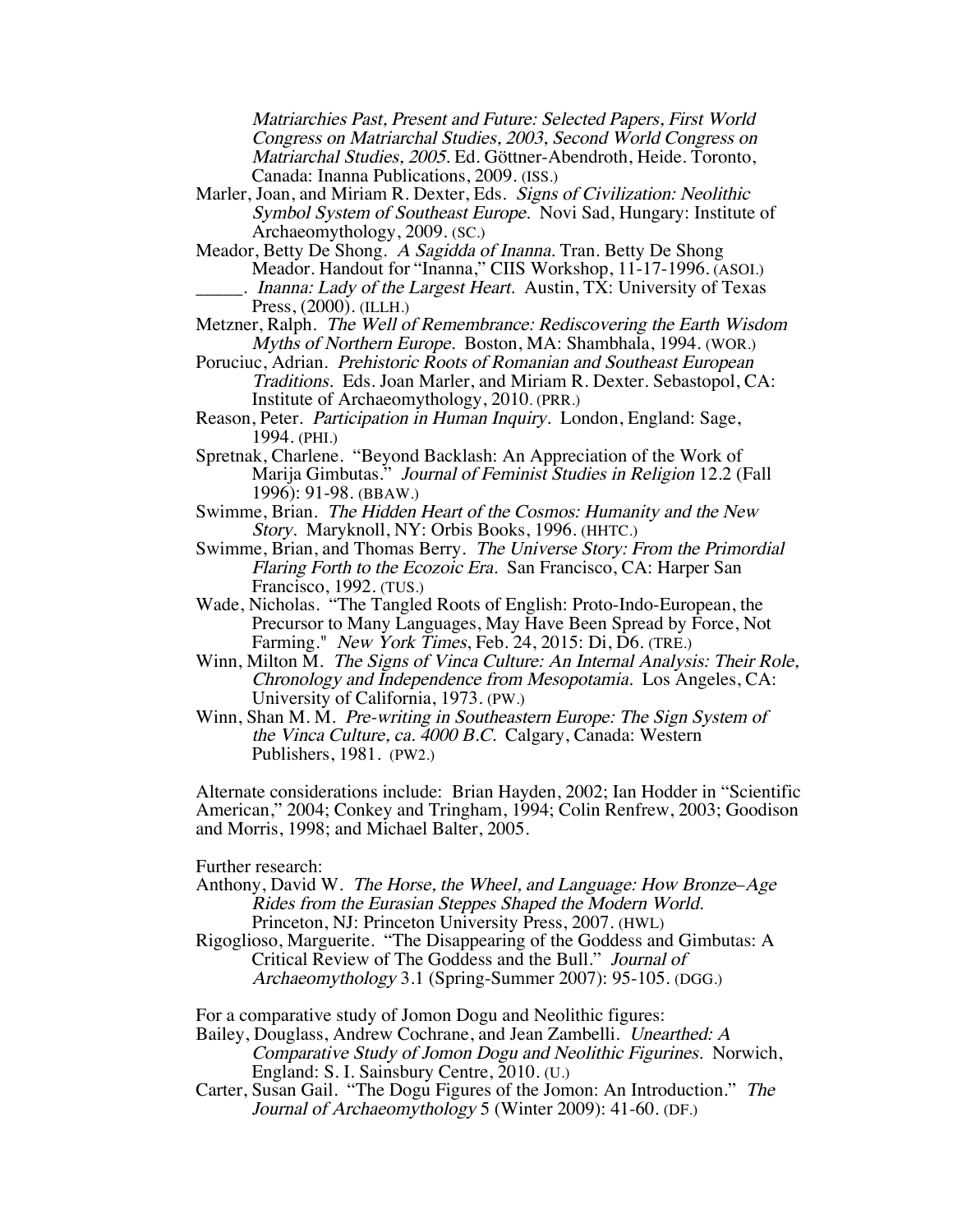*Matriarchies Past, Present and Future: Selected Papers, First World Congress on Matriarchal Studies, 2003, Second World Congress on Matriarchal Studies, 2005.* Ed. Göttner-Abendroth, Heide. Toronto, Canada: Inanna Publications, 2009. (ISS.)

Marler, Joan, and Miriam R. Dexter, Eds. *Signs of Civilization: Neolithic Symbol System of Southeast Europe.* Novi Sad, Hungary: Institute of Archaeomythology, 2009. (SC.)

Meador, Betty De Shong. *A Sagidda of Inanna.* Tran. Betty De Shong Meador. Handout for "Inanna," CIIS Workshop, 11-17-1996. (ASOI.)

_____. *Inanna: Lady of the Largest Heart.* Austin, TX: University of Texas Press, (2000). (ILLH.)

Metzner, Ralph. *The Well of Remembrance: Rediscovering the Earth Wisdom Myths of Northern Europe.* Boston, MA: Shambhala, 1994. (WOR.)

Poruciuc, Adrian. *Prehistoric Roots of Romanian and Southeast European Traditions.* Eds. Joan Marler, and Miriam R. Dexter. Sebastopol, CA: Institute of Archaeomythology, 2010. (PRR.)

Reason, Peter. *Participation in Human Inquiry.* London, England: Sage, 1994. (PHI.)

Spretnak, Charlene. "Beyond Backlash: An Appreciation of the Work of Marija Gimbutas." *Journal of Feminist Studies in Religion* 12.2 (Fall 1996): 91-98. (BBAW.)

Swimme, Brian. *The Hidden Heart of the Cosmos: Humanity and the New Story.* Maryknoll, NY: Orbis Books, 1996. (HHTC.)

Swimme, Brian, and Thomas Berry. *The Universe Story: From the Primordial Flaring Forth to the Ecozoic Era.* San Francisco, CA: Harper San Francisco, 1992. (TUS.)

Wade, Nicholas. "The Tangled Roots of English: Proto-Indo-European, the Precursor to Many Languages, May Have Been Spread by Force, Not Farming." *New York Times*, Feb. 24, 2015: Di, D6. (TRE.)

Winn, Milton M. *The Signs of Vinca Culture: An Internal Analysis: Their Role, Chronology and Independence from Mesopotamia.* Los Angeles, CA: University of California, 1973. (PW.)

Winn, Shan M. M. *Pre-writing in Southeastern Europe: The Sign System of the Vinca Culture, ca. 4000 B.C.* Calgary, Canada: Western Publishers, 1981. (PW2.)

Alternate considerations include: Brian Hayden, 2002; Ian Hodder in "Scientific American," 2004; Conkey and Tringham, 1994; Colin Renfrew, 2003; Goodison and Morris, 1998; and Michael Balter, 2005.

Further research:

Anthony, David W. *The Horse, the Wheel, and Language: How Bronze–Age Rides from the Eurasian Steppes Shaped the Modern World.* Princeton, NJ: Princeton University Press, 2007. (HWL)

Rigoglioso, Marguerite. "The Disappearing of the Goddess and Gimbutas: A Critical Review of The Goddess and the Bull." *Journal of Archaeomythology* 3.1 (Spring-Summer 2007): 95-105. (DGG.)

For a comparative study of Jomon Dogu and Neolithic figures:

Bailey, Douglass, Andrew Cochrane, and Jean Zambelli. *Unearthed: A Comparative Study of Jomon Dogu and Neolithic Figurines.* Norwich, England: S. I. Sainsbury Centre, 2010. (U.)

Carter, Susan Gail. "The Dogu Figures of the Jomon: An Introduction." *The Journal of Archaeomythology* 5 (Winter 2009): 41-60. (DF.)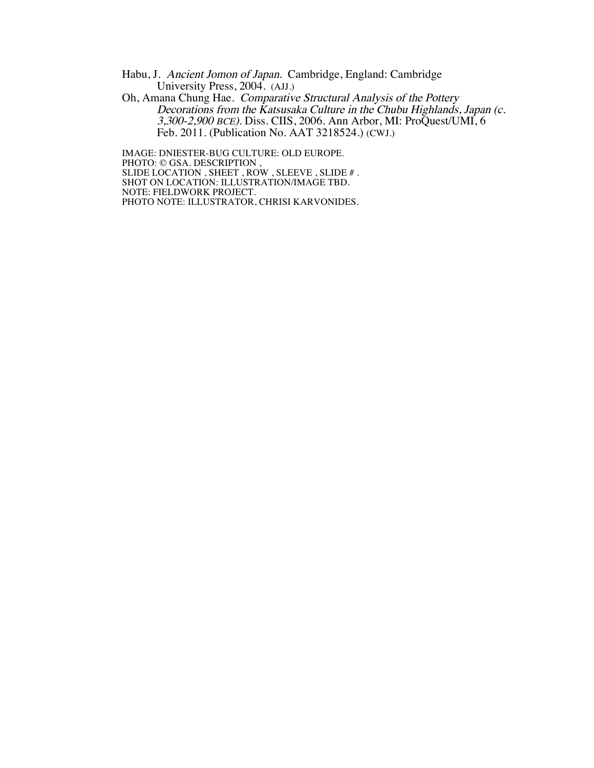Habu, J. *Ancient Jomon of Japan.* Cambridge, England: Cambridge University Press, 2004. (AJJ.)

Oh, Amana Chung Hae. *Comparative Structural Analysis of the Pottery Decorations from the Katsusaka Culture in the Chubu Highlands, Japan (c. 3,300-2,900 BCE).* Diss. CIIS, 2006. Ann Arbor, MI: ProQuest/UMI, 6 Feb. 2011. (Publication No. AAT 3218524.) (CWJ.)

IMAGE: DNIESTER-BUG CULTURE: OLD EUROPE.
PHOTO: © GSA. DESCRIPTION ,
SLIDE LOCATION , SHEET , ROW , SLEEVE , SLIDE # .
SHOT ON LOCATION: ILLUSTRATION/IMAGE TBD.
NOTE: FIELDWORK PROJECT.
PHOTO NOTE: ILLUSTRATOR, CHRISI KARVONIDES.